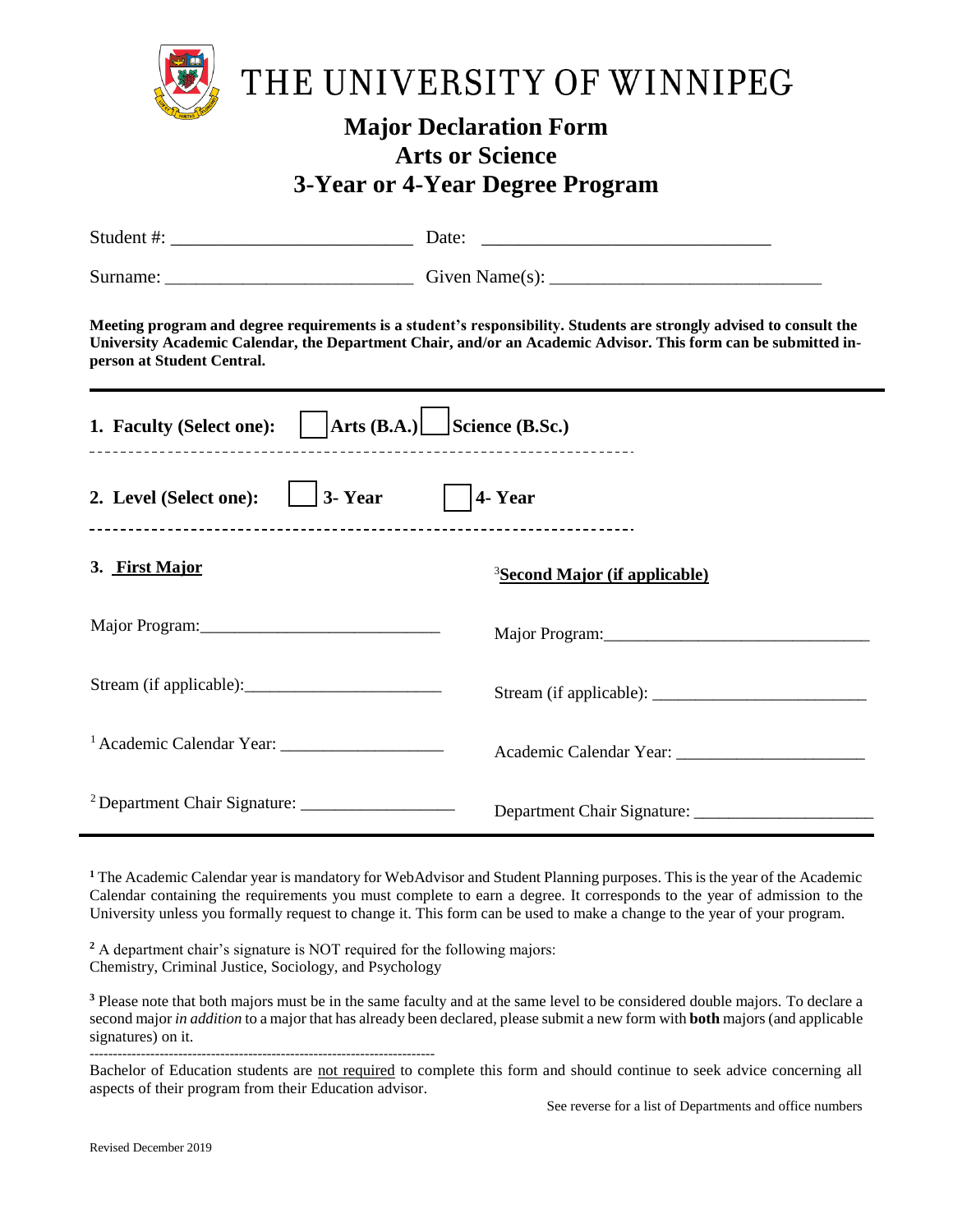# THE UNIVERSITY OF WINNIPEG

## Major Declaration Form
## Arts or Science
## 3-Year or 4-Year Degree Program

Student #: _________________________ Date: _____________________________

Surname: __________________________ Given Name(s): ____________________________

**Meeting program and degree requirements is a student's responsibility. Students are strongly advised to consult the University Academic Calendar, the Department Chair, and/or an Academic Advisor. This form can be submitted in-person at Student Central.**

---

**1. Faculty (Select one):** ☐ **Arts (B.A.)** ☐ **Science (B.Sc.)**

**2. Level (Select one):** ☐ **3- Year** ☐ **4- Year**

| **3. First Major** | [3] **Second Major (if applicable)** |
|---|---|
| Major Program: ___________________________ | Major Program: ______________________________ |
| Stream (if applicable): ______________________ | Stream (if applicable): ________________________ |
| [1] Academic Calendar Year: __________________ | Academic Calendar Year: _____________________ |
| [2] Department Chair Signature: _________________ | Department Chair Signature: ____________________ |

---

[1] The Academic Calendar year is mandatory for WebAdvisor and Student Planning purposes. This is the year of the Academic Calendar containing the requirements you must complete to earn a degree. It corresponds to the year of admission to the University unless you formally request to change it. This form can be used to make a change to the year of your program.

[2] A department chair's signature is NOT required for the following majors: Chemistry, Criminal Justice, Sociology, and Psychology

[3] Please note that both majors must be in the same faculty and at the same level to be considered double majors. To declare a second major *in addition* to a major that has already been declared, please submit a new form with **both** majors (and applicable signatures) on it.

---

Bachelor of Education students are not required to complete this form and should continue to seek advice concerning all aspects of their program from their Education advisor.

See reverse for a list of Departments and office numbers

Revised December 2019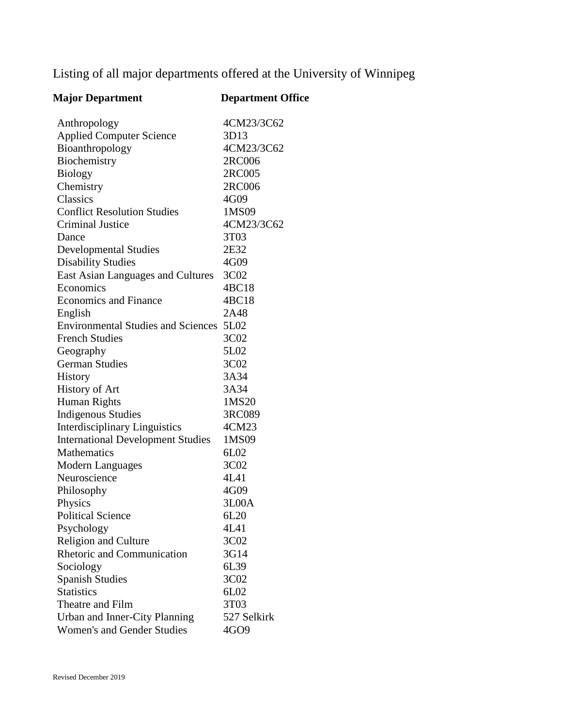Listing of all major departments offered at the University of Winnipeg

| **Major Department** | **Department Office** |
|---|---|
| Anthropology | 4CM23/3C62 |
| Applied Computer Science | 3D13 |
| Bioanthropology | 4CM23/3C62 |
| Biochemistry | 2RC006 |
| Biology | 2RC005 |
| Chemistry | 2RC006 |
| Classics | 4G09 |
| Conflict Resolution Studies | 1MS09 |
| Criminal Justice | 4CM23/3C62 |
| Dance | 3T03 |
| Developmental Studies | 2E32 |
| Disability Studies | 4G09 |
| East Asian Languages and Cultures | 3C02 |
| Economics | 4BC18 |
| Economics and Finance | 4BC18 |
| English | 2A48 |
| Environmental Studies and Sciences | 5L02 |
| French Studies | 3C02 |
| Geography | 5L02 |
| German Studies | 3C02 |
| History | 3A34 |
| History of Art | 3A34 |
| Human Rights | 1MS20 |
| Indigenous Studies | 3RC089 |
| Interdisciplinary Linguistics | 4CM23 |
| International Development Studies | 1MS09 |
| Mathematics | 6L02 |
| Modern Languages | 3C02 |
| Neuroscience | 4L41 |
| Philosophy | 4G09 |
| Physics | 3L00A |
| Political Science | 6L20 |
| Psychology | 4L41 |
| Religion and Culture | 3C02 |
| Rhetoric and Communication | 3G14 |
| Sociology | 6L39 |
| Spanish Studies | 3C02 |
| Statistics | 6L02 |
| Theatre and Film | 3T03 |
| Urban and Inner-City Planning | 527 Selkirk |
| Women's and Gender Studies | 4GO9 |

Revised December 2019